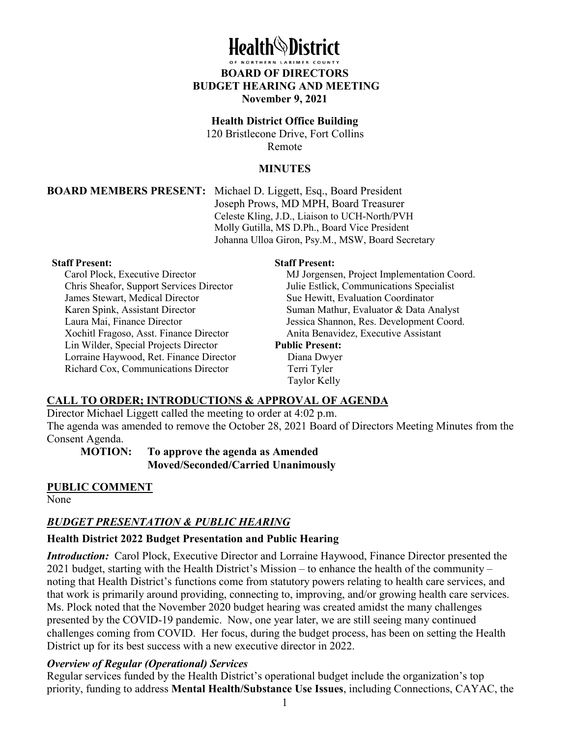# Health District

OF NORTHERN LARIMER COUNTY

**BOARD OF DIRECTORS**
**BUDGET HEARING AND MEETING**
**November 9, 2021**

**Health District Office Building**
120 Bristlecone Drive, Fort Collins
Remote

**MINUTES**

**BOARD MEMBERS PRESENT:** Michael D. Liggett, Esq., Board President
Joseph Prows, MD MPH, Board Treasurer
Celeste Kling, J.D., Liaison to UCH-North/PVH
Molly Gutilla, MS D.Ph., Board Vice President
Johanna Ulloa Giron, Psy.M., MSW, Board Secretary

**Staff Present:**
Carol Plock, Executive Director
Chris Sheafor, Support Services Director
James Stewart, Medical Director
Karen Spink, Assistant Director
Laura Mai, Finance Director
Xochitl Fragoso, Asst. Finance Director
Lin Wilder, Special Projects Director
Lorraine Haywood, Ret. Finance Director
Richard Cox, Communications Director

**Staff Present:**
MJ Jorgensen, Project Implementation Coord.
Julie Estlick, Communications Specialist
Sue Hewitt, Evaluation Coordinator
Suman Mathur, Evaluator & Data Analyst
Jessica Shannon, Res. Development Coord.
Anita Benavidez, Executive Assistant

**Public Present:**
Diana Dwyer
Terri Tyler
Taylor Kelly

## CALL TO ORDER; INTRODUCTIONS & APPROVAL OF AGENDA

Director Michael Liggett called the meeting to order at 4:02 p.m.
The agenda was amended to remove the October 28, 2021 Board of Directors Meeting Minutes from the Consent Agenda.

**MOTION: To approve the agenda as Amended**
**Moved/Seconded/Carried Unanimously**

## PUBLIC COMMENT

None

## *BUDGET PRESENTATION & PUBLIC HEARING*

### Health District 2022 Budget Presentation and Public Hearing

***Introduction:*** Carol Plock, Executive Director and Lorraine Haywood, Finance Director presented the 2021 budget, starting with the Health District's Mission – to enhance the health of the community – noting that Health District's functions come from statutory powers relating to health care services, and that work is primarily around providing, connecting to, improving, and/or growing health care services. Ms. Plock noted that the November 2020 budget hearing was created amidst the many challenges presented by the COVID-19 pandemic. Now, one year later, we are still seeing many continued challenges coming from COVID. Her focus, during the budget process, has been on setting the Health District up for its best success with a new executive director in 2022.

***Overview of Regular (Operational) Services***

Regular services funded by the Health District's operational budget include the organization's top priority, funding to address **Mental Health/Substance Use Issues**, including Connections, CAYAC, the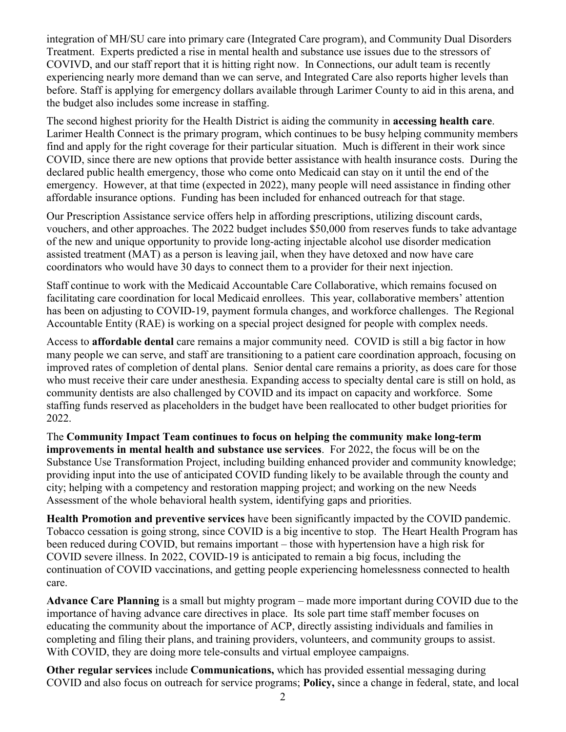integration of MH/SU care into primary care (Integrated Care program), and Community Dual Disorders Treatment. Experts predicted a rise in mental health and substance use issues due to the stressors of COVIVD, and our staff report that it is hitting right now. In Connections, our adult team is recently experiencing nearly more demand than we can serve, and Integrated Care also reports higher levels than before. Staff is applying for emergency dollars available through Larimer County to aid in this arena, and the budget also includes some increase in staffing.

The second highest priority for the Health District is aiding the community in **accessing health care**. Larimer Health Connect is the primary program, which continues to be busy helping community members find and apply for the right coverage for their particular situation. Much is different in their work since COVID, since there are new options that provide better assistance with health insurance costs. During the declared public health emergency, those who come onto Medicaid can stay on it until the end of the emergency. However, at that time (expected in 2022), many people will need assistance in finding other affordable insurance options. Funding has been included for enhanced outreach for that stage.

Our Prescription Assistance service offers help in affording prescriptions, utilizing discount cards, vouchers, and other approaches. The 2022 budget includes $50,000 from reserves funds to take advantage of the new and unique opportunity to provide long-acting injectable alcohol use disorder medication assisted treatment (MAT) as a person is leaving jail, when they have detoxed and now have care coordinators who would have 30 days to connect them to a provider for their next injection.

Staff continue to work with the Medicaid Accountable Care Collaborative, which remains focused on facilitating care coordination for local Medicaid enrollees. This year, collaborative members' attention has been on adjusting to COVID-19, payment formula changes, and workforce challenges. The Regional Accountable Entity (RAE) is working on a special project designed for people with complex needs.

Access to **affordable dental** care remains a major community need. COVID is still a big factor in how many people we can serve, and staff are transitioning to a patient care coordination approach, focusing on improved rates of completion of dental plans. Senior dental care remains a priority, as does care for those who must receive their care under anesthesia. Expanding access to specialty dental care is still on hold, as community dentists are also challenged by COVID and its impact on capacity and workforce. Some staffing funds reserved as placeholders in the budget have been reallocated to other budget priorities for 2022.

The **Community Impact Team continues to focus on helping the community make long-term improvements in mental health and substance use services**. For 2022, the focus will be on the Substance Use Transformation Project, including building enhanced provider and community knowledge; providing input into the use of anticipated COVID funding likely to be available through the county and city; helping with a competency and restoration mapping project; and working on the new Needs Assessment of the whole behavioral health system, identifying gaps and priorities.

**Health Promotion and preventive services** have been significantly impacted by the COVID pandemic. Tobacco cessation is going strong, since COVID is a big incentive to stop. The Heart Health Program has been reduced during COVID, but remains important – those with hypertension have a high risk for COVID severe illness. In 2022, COVID-19 is anticipated to remain a big focus, including the continuation of COVID vaccinations, and getting people experiencing homelessness connected to health care.

**Advance Care Planning** is a small but mighty program – made more important during COVID due to the importance of having advance care directives in place. Its sole part time staff member focuses on educating the community about the importance of ACP, directly assisting individuals and families in completing and filing their plans, and training providers, volunteers, and community groups to assist. With COVID, they are doing more tele-consults and virtual employee campaigns.

**Other regular services** include **Communications,** which has provided essential messaging during COVID and also focus on outreach for service programs; **Policy,** since a change in federal, state, and local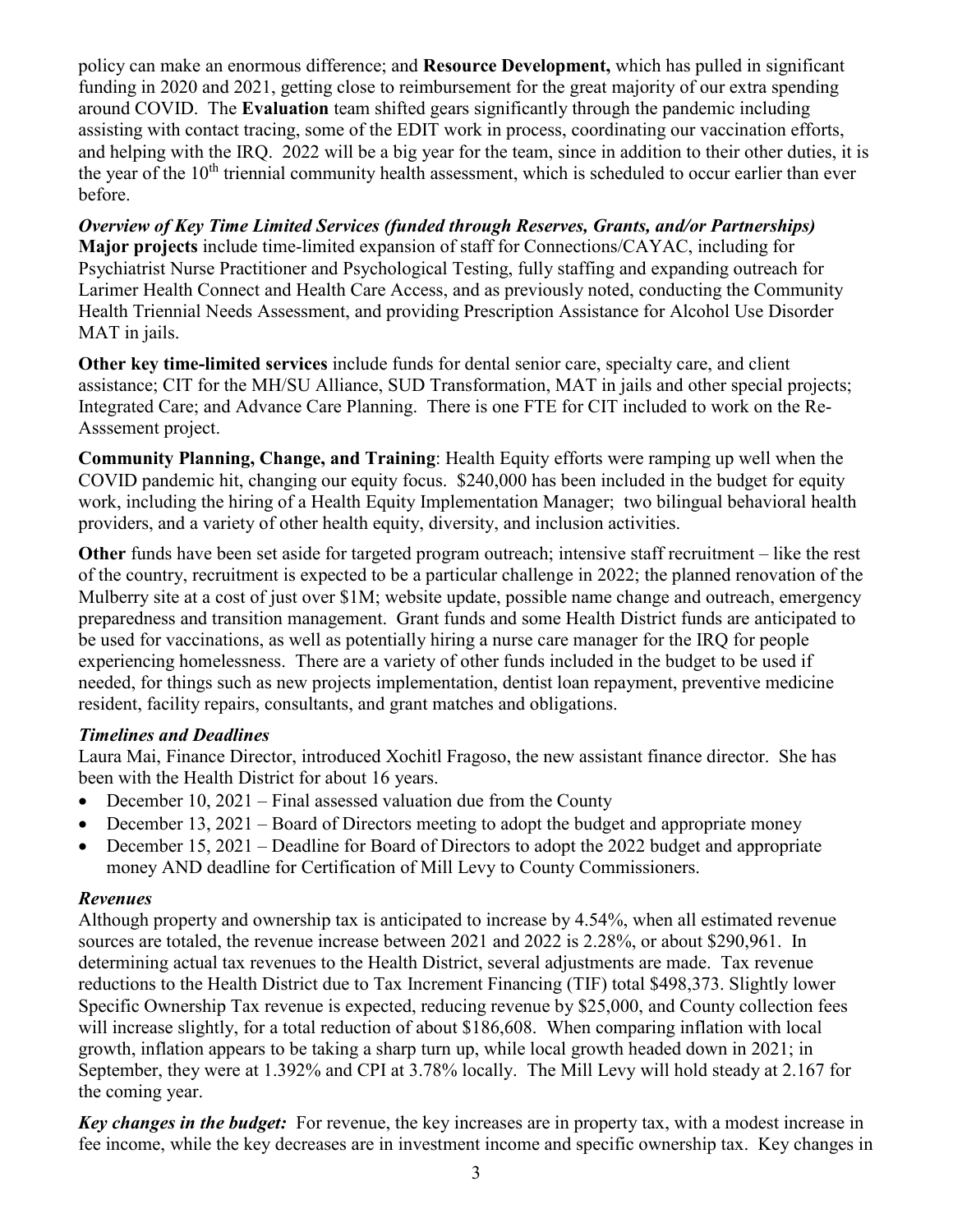policy can make an enormous difference; and **Resource Development,** which has pulled in significant funding in 2020 and 2021, getting close to reimbursement for the great majority of our extra spending around COVID. The **Evaluation** team shifted gears significantly through the pandemic including assisting with contact tracing, some of the EDIT work in process, coordinating our vaccination efforts, and helping with the IRQ. 2022 will be a big year for the team, since in addition to their other duties, it is the year of the 10th triennial community health assessment, which is scheduled to occur earlier than ever before.

***Overview of Key Time Limited Services (funded through Reserves, Grants, and/or Partnerships)***
**Major projects** include time-limited expansion of staff for Connections/CAYAC, including for Psychiatrist Nurse Practitioner and Psychological Testing, fully staffing and expanding outreach for Larimer Health Connect and Health Care Access, and as previously noted, conducting the Community Health Triennial Needs Assessment, and providing Prescription Assistance for Alcohol Use Disorder MAT in jails.

**Other key time-limited services** include funds for dental senior care, specialty care, and client assistance; CIT for the MH/SU Alliance, SUD Transformation, MAT in jails and other special projects; Integrated Care; and Advance Care Planning. There is one FTE for CIT included to work on the Re-Asssement project.

**Community Planning, Change, and Training**: Health Equity efforts were ramping up well when the COVID pandemic hit, changing our equity focus. $240,000 has been included in the budget for equity work, including the hiring of a Health Equity Implementation Manager; two bilingual behavioral health providers, and a variety of other health equity, diversity, and inclusion activities.

**Other** funds have been set aside for targeted program outreach; intensive staff recruitment – like the rest of the country, recruitment is expected to be a particular challenge in 2022; the planned renovation of the Mulberry site at a cost of just over $1M; website update, possible name change and outreach, emergency preparedness and transition management. Grant funds and some Health District funds are anticipated to be used for vaccinations, as well as potentially hiring a nurse care manager for the IRQ for people experiencing homelessness. There are a variety of other funds included in the budget to be used if needed, for things such as new projects implementation, dentist loan repayment, preventive medicine resident, facility repairs, consultants, and grant matches and obligations.

### *Timelines and Deadlines*

Laura Mai, Finance Director, introduced Xochitl Fragoso, the new assistant finance director. She has been with the Health District for about 16 years.

- December 10, 2021 – Final assessed valuation due from the County
- December 13, 2021 – Board of Directors meeting to adopt the budget and appropriate money
- December 15, 2021 – Deadline for Board of Directors to adopt the 2022 budget and appropriate money AND deadline for Certification of Mill Levy to County Commissioners.

### *Revenues*

Although property and ownership tax is anticipated to increase by 4.54%, when all estimated revenue sources are totaled, the revenue increase between 2021 and 2022 is 2.28%, or about $290,961. In determining actual tax revenues to the Health District, several adjustments are made. Tax revenue reductions to the Health District due to Tax Increment Financing (TIF) total $498,373. Slightly lower Specific Ownership Tax revenue is expected, reducing revenue by $25,000, and County collection fees will increase slightly, for a total reduction of about $186,608. When comparing inflation with local growth, inflation appears to be taking a sharp turn up, while local growth headed down in 2021; in September, they were at 1.392% and CPI at 3.78% locally. The Mill Levy will hold steady at 2.167 for the coming year.

***Key changes in the budget:*** For revenue, the key increases are in property tax, with a modest increase in fee income, while the key decreases are in investment income and specific ownership tax. Key changes in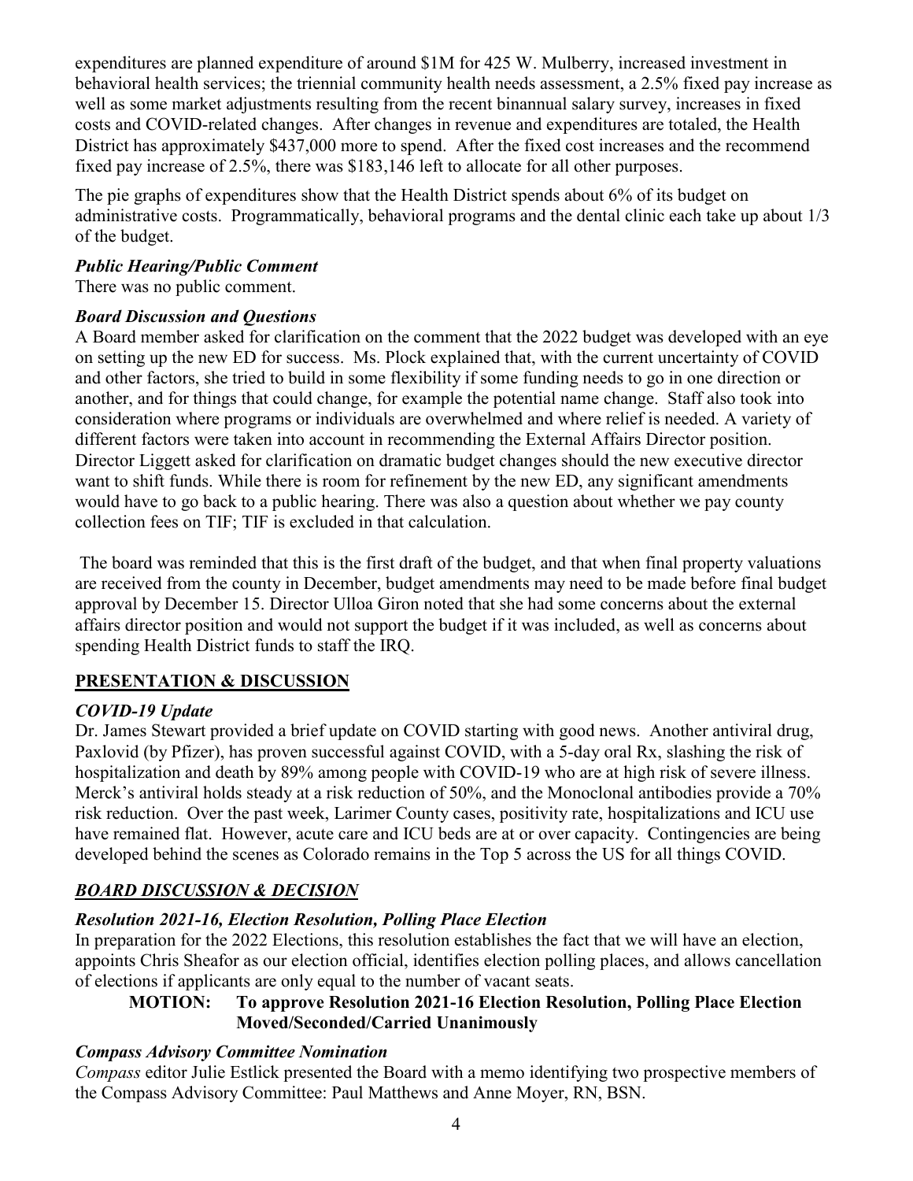expenditures are planned expenditure of around $1M for 425 W. Mulberry, increased investment in behavioral health services; the triennial community health needs assessment, a 2.5% fixed pay increase as well as some market adjustments resulting from the recent binannual salary survey, increases in fixed costs and COVID-related changes. After changes in revenue and expenditures are totaled, the Health District has approximately $437,000 more to spend. After the fixed cost increases and the recommend fixed pay increase of 2.5%, there was $183,146 left to allocate for all other purposes.

The pie graphs of expenditures show that the Health District spends about 6% of its budget on administrative costs. Programmatically, behavioral programs and the dental clinic each take up about 1/3 of the budget.

***Public Hearing/Public Comment***

There was no public comment.

***Board Discussion and Questions***

A Board member asked for clarification on the comment that the 2022 budget was developed with an eye on setting up the new ED for success. Ms. Plock explained that, with the current uncertainty of COVID and other factors, she tried to build in some flexibility if some funding needs to go in one direction or another, and for things that could change, for example the potential name change. Staff also took into consideration where programs or individuals are overwhelmed and where relief is needed. A variety of different factors were taken into account in recommending the External Affairs Director position. Director Liggett asked for clarification on dramatic budget changes should the new executive director want to shift funds. While there is room for refinement by the new ED, any significant amendments would have to go back to a public hearing. There was also a question about whether we pay county collection fees on TIF; TIF is excluded in that calculation.

The board was reminded that this is the first draft of the budget, and that when final property valuations are received from the county in December, budget amendments may need to be made before final budget approval by December 15. Director Ulloa Giron noted that she had some concerns about the external affairs director position and would not support the budget if it was included, as well as concerns about spending Health District funds to staff the IRQ.

## PRESENTATION & DISCUSSION

***COVID-19 Update***

Dr. James Stewart provided a brief update on COVID starting with good news. Another antiviral drug, Paxlovid (by Pfizer), has proven successful against COVID, with a 5-day oral Rx, slashing the risk of hospitalization and death by 89% among people with COVID-19 who are at high risk of severe illness. Merck's antiviral holds steady at a risk reduction of 50%, and the Monoclonal antibodies provide a 70% risk reduction. Over the past week, Larimer County cases, positivity rate, hospitalizations and ICU use have remained flat. However, acute care and ICU beds are at or over capacity. Contingencies are being developed behind the scenes as Colorado remains in the Top 5 across the US for all things COVID.

## ***BOARD DISCUSSION & DECISION***

***Resolution 2021-16, Election Resolution, Polling Place Election***

In preparation for the 2022 Elections, this resolution establishes the fact that we will have an election, appoints Chris Sheafor as our election official, identifies election polling places, and allows cancellation of elections if applicants are only equal to the number of vacant seats.

**MOTION: To approve Resolution 2021-16 Election Resolution, Polling Place Election Moved/Seconded/Carried Unanimously**

***Compass Advisory Committee Nomination***

*Compass* editor Julie Estlick presented the Board with a memo identifying two prospective members of the Compass Advisory Committee: Paul Matthews and Anne Moyer, RN, BSN.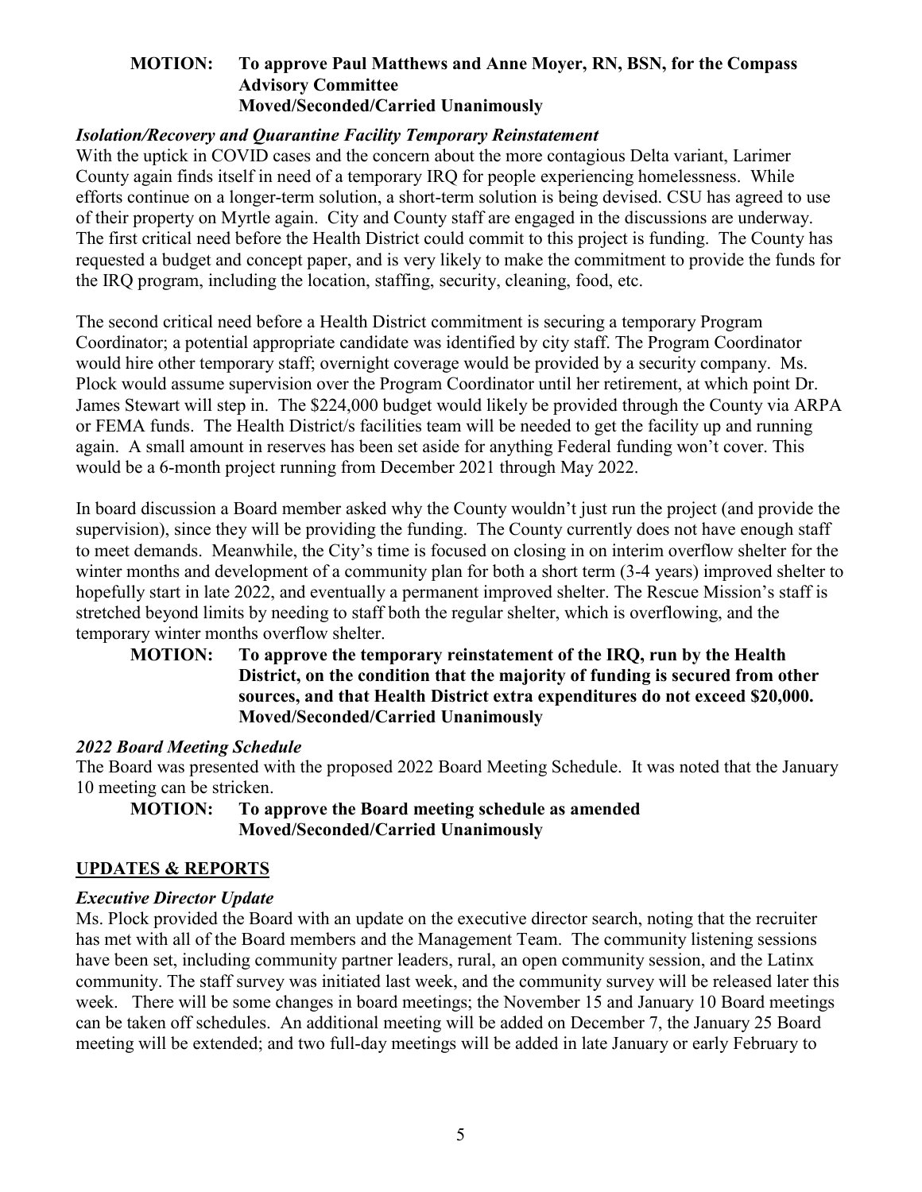**MOTION: To approve Paul Matthews and Anne Moyer, RN, BSN, for the Compass Advisory Committee**
**Moved/Seconded/Carried Unanimously**

***Isolation/Recovery and Quarantine Facility Temporary Reinstatement***

With the uptick in COVID cases and the concern about the more contagious Delta variant, Larimer County again finds itself in need of a temporary IRQ for people experiencing homelessness. While efforts continue on a longer-term solution, a short-term solution is being devised. CSU has agreed to use of their property on Myrtle again. City and County staff are engaged in the discussions are underway. The first critical need before the Health District could commit to this project is funding. The County has requested a budget and concept paper, and is very likely to make the commitment to provide the funds for the IRQ program, including the location, staffing, security, cleaning, food, etc.

The second critical need before a Health District commitment is securing a temporary Program Coordinator; a potential appropriate candidate was identified by city staff. The Program Coordinator would hire other temporary staff; overnight coverage would be provided by a security company. Ms. Plock would assume supervision over the Program Coordinator until her retirement, at which point Dr. James Stewart will step in. The $224,000 budget would likely be provided through the County via ARPA or FEMA funds. The Health District/s facilities team will be needed to get the facility up and running again. A small amount in reserves has been set aside for anything Federal funding won't cover. This would be a 6-month project running from December 2021 through May 2022.

In board discussion a Board member asked why the County wouldn't just run the project (and provide the supervision), since they will be providing the funding. The County currently does not have enough staff to meet demands. Meanwhile, the City's time is focused on closing in on interim overflow shelter for the winter months and development of a community plan for both a short term (3-4 years) improved shelter to hopefully start in late 2022, and eventually a permanent improved shelter. The Rescue Mission's staff is stretched beyond limits by needing to staff both the regular shelter, which is overflowing, and the temporary winter months overflow shelter.

**MOTION: To approve the temporary reinstatement of the IRQ, run by the Health District, on the condition that the majority of funding is secured from other sources, and that Health District extra expenditures do not exceed $20,000.**
**Moved/Seconded/Carried Unanimously**

***2022 Board Meeting Schedule***

The Board was presented with the proposed 2022 Board Meeting Schedule. It was noted that the January 10 meeting can be stricken.

**MOTION: To approve the Board meeting schedule as amended**
**Moved/Seconded/Carried Unanimously**

## UPDATES & REPORTS

***Executive Director Update***

Ms. Plock provided the Board with an update on the executive director search, noting that the recruiter has met with all of the Board members and the Management Team. The community listening sessions have been set, including community partner leaders, rural, an open community session, and the Latinx community. The staff survey was initiated last week, and the community survey will be released later this week. There will be some changes in board meetings; the November 15 and January 10 Board meetings can be taken off schedules. An additional meeting will be added on December 7, the January 25 Board meeting will be extended; and two full-day meetings will be added in late January or early February to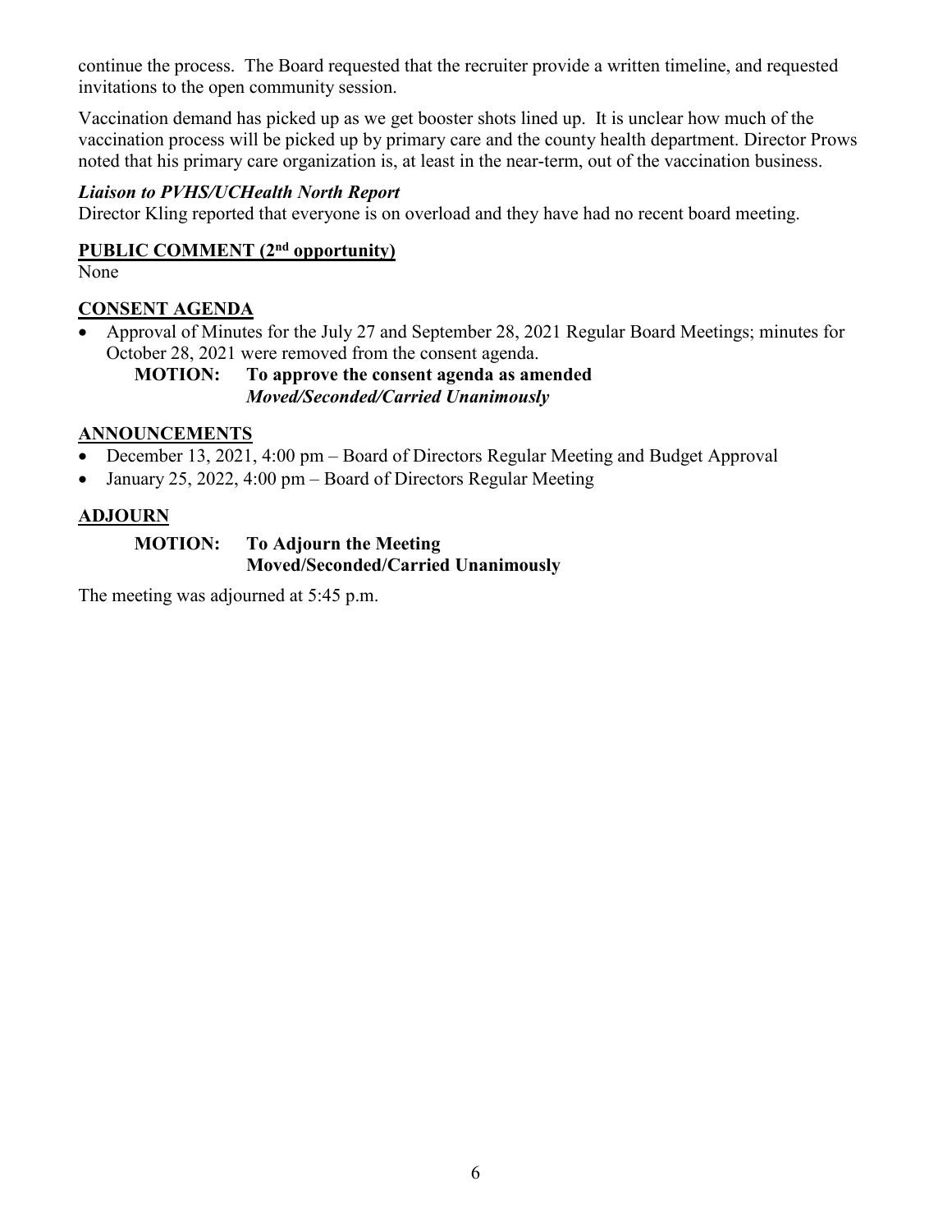continue the process. The Board requested that the recruiter provide a written timeline, and requested invitations to the open community session.

Vaccination demand has picked up as we get booster shots lined up. It is unclear how much of the vaccination process will be picked up by primary care and the county health department. Director Prows noted that his primary care organization is, at least in the near-term, out of the vaccination business.

***Liaison to PVHS/UCHealth North Report***

Director Kling reported that everyone is on overload and they have had no recent board meeting.

**PUBLIC COMMENT (2nd opportunity)**

None

**CONSENT AGENDA**

- Approval of Minutes for the July 27 and September 28, 2021 Regular Board Meetings; minutes for October 28, 2021 were removed from the consent agenda.

  **MOTION: To approve the consent agenda as amended**
  ***Moved/Seconded/Carried Unanimously***

**ANNOUNCEMENTS**

- December 13, 2021, 4:00 pm – Board of Directors Regular Meeting and Budget Approval
- January 25, 2022, 4:00 pm – Board of Directors Regular Meeting

**ADJOURN**

**MOTION: To Adjourn the Meeting**
**Moved/Seconded/Carried Unanimously**

The meeting was adjourned at 5:45 p.m.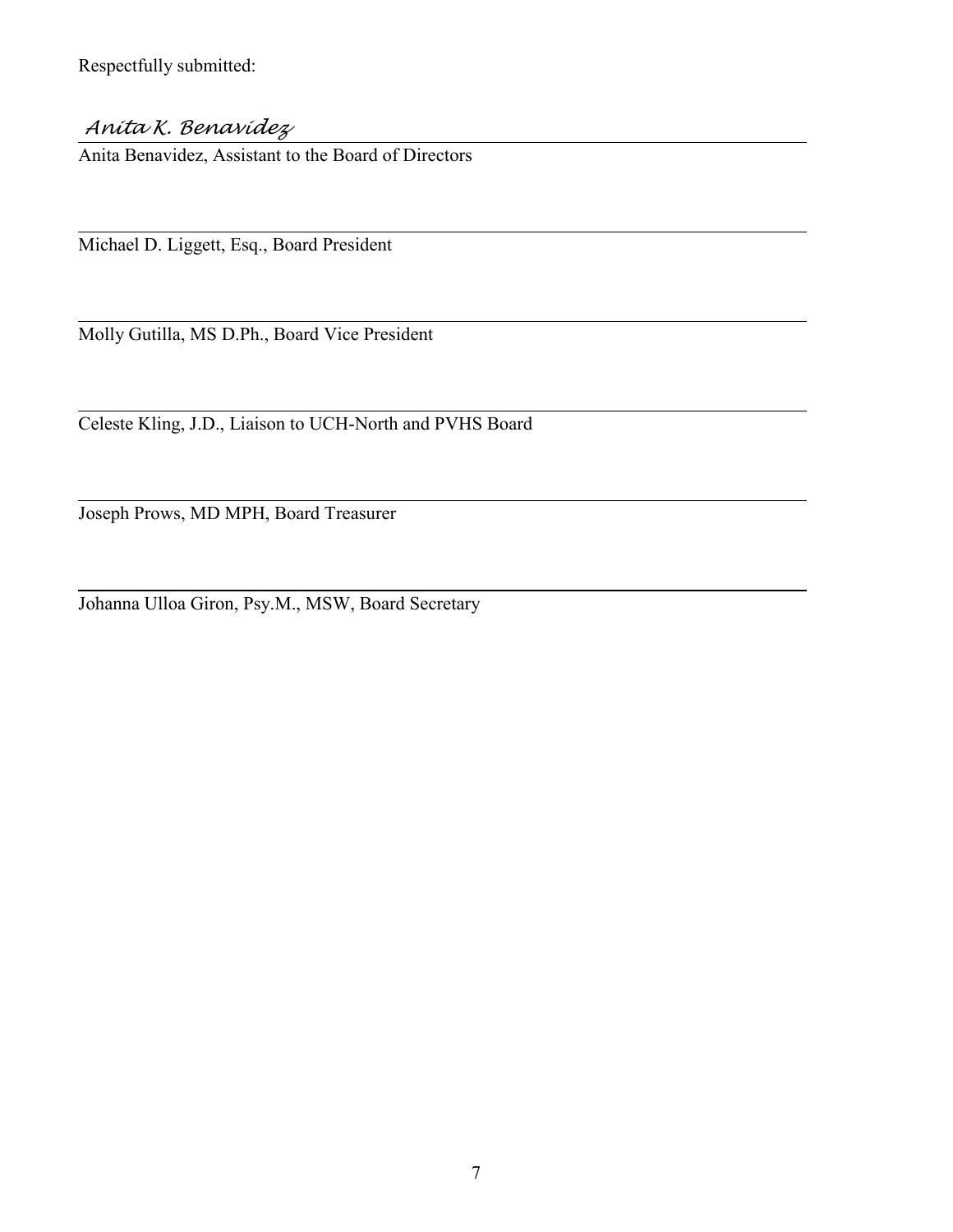Respectfully submitted:

*Anita K. Benavidez*

Anita Benavidez, Assistant to the Board of Directors

Michael D. Liggett, Esq., Board President

Molly Gutilla, MS D.Ph., Board Vice President

Celeste Kling, J.D., Liaison to UCH-North and PVHS Board

Joseph Prows, MD MPH, Board Treasurer

Johanna Ulloa Giron, Psy.M., MSW, Board Secretary